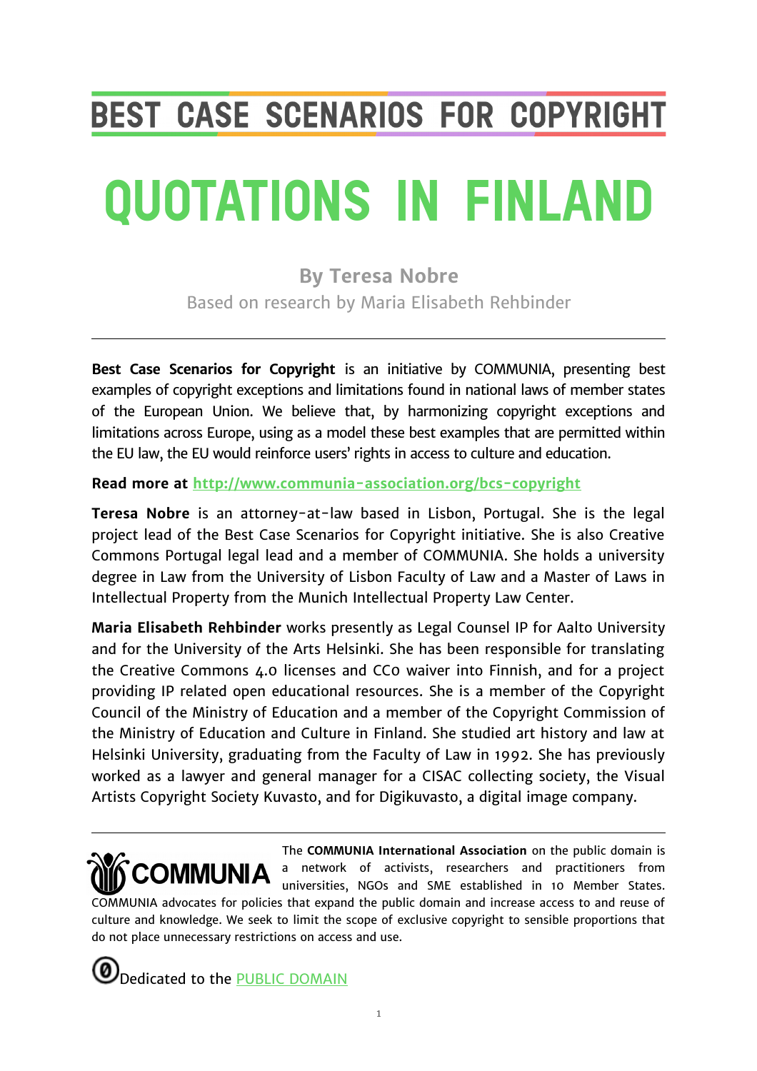# BEST CASE SCENARIOS FOR COPYRIGHT

# QUOTATIONS IN FINLAND

**By Teresa Nobre**

Based on research by Maria Elisabeth Rehbinder

---

**Best Case Scenarios for Copyright** is an initiative by COMMUNIA, presenting best examples of copyright exceptions and limitations found in national laws of member states of the European Union. We believe that, by harmonizing copyright exceptions and limitations across Europe, using as a model these best examples that are permitted within the EU law, the EU would reinforce users' rights in access to culture and education.

**Read more at** [http://www.communia-association.org/bcs-copyright](http://www.communia-association.org/bcs-copyright)

**Teresa Nobre** is an attorney-at-law based in Lisbon, Portugal. She is the legal project lead of the Best Case Scenarios for Copyright initiative. She is also Creative Commons Portugal legal lead and a member of COMMUNIA. She holds a university degree in Law from the University of Lisbon Faculty of Law and a Master of Laws in Intellectual Property from the Munich Intellectual Property Law Center.

**Maria Elisabeth Rehbinder** works presently as Legal Counsel IP for Aalto University and for the University of the Arts Helsinki. She has been responsible for translating the Creative Commons 4.0 licenses and CC0 waiver into Finnish, and for a project providing IP related open educational resources. She is a member of the Copyright Council of the Ministry of Education and a member of the Copyright Commission of the Ministry of Education and Culture in Finland. She studied art history and law at Helsinki University, graduating from the Faculty of Law in 1992. She has previously worked as a lawyer and general manager for a CISAC collecting society, the Visual Artists Copyright Society Kuvasto, and for Digikuvasto, a digital image company.

---

COMMUNIA

The **COMMUNIA International Association** on the public domain is a network of activists, researchers and practitioners from universities, NGOs and SME established in 10 Member States. COMMUNIA advocates for policies that expand the public domain and increase access to and reuse of culture and knowledge. We seek to limit the scope of exclusive copyright to sensible proportions that do not place unnecessary restrictions on access and use.

Dedicated to the [PUBLIC DOMAIN]()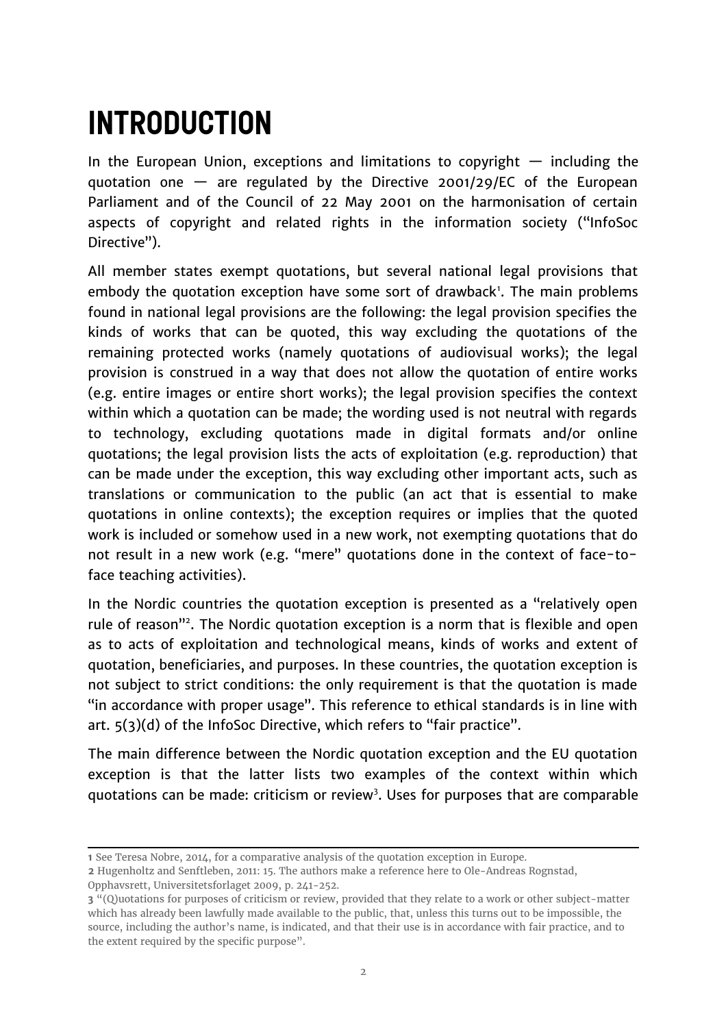# INTRODUCTION

In the European Union, exceptions and limitations to copyright — including the quotation one — are regulated by the Directive 2001/29/EC of the European Parliament and of the Council of 22 May 2001 on the harmonisation of certain aspects of copyright and related rights in the information society ("InfoSoc Directive").

All member states exempt quotations, but several national legal provisions that embody the quotation exception have some sort of drawback[1]. The main problems found in national legal provisions are the following: the legal provision specifies the kinds of works that can be quoted, this way excluding the quotations of the remaining protected works (namely quotations of audiovisual works); the legal provision is construed in a way that does not allow the quotation of entire works (e.g. entire images or entire short works); the legal provision specifies the context within which a quotation can be made; the wording used is not neutral with regards to technology, excluding quotations made in digital formats and/or online quotations; the legal provision lists the acts of exploitation (e.g. reproduction) that can be made under the exception, this way excluding other important acts, such as translations or communication to the public (an act that is essential to make quotations in online contexts); the exception requires or implies that the quoted work is included or somehow used in a new work, not exempting quotations that do not result in a new work (e.g. "mere" quotations done in the context of face-to-face teaching activities).

In the Nordic countries the quotation exception is presented as a "relatively open rule of reason"[2]. The Nordic quotation exception is a norm that is flexible and open as to acts of exploitation and technological means, kinds of works and extent of quotation, beneficiaries, and purposes. In these countries, the quotation exception is not subject to strict conditions: the only requirement is that the quotation is made "in accordance with proper usage". This reference to ethical standards is in line with art. 5(3)(d) of the InfoSoc Directive, which refers to "fair practice".

The main difference between the Nordic quotation exception and the EU quotation exception is that the latter lists two examples of the context within which quotations can be made: criticism or review[3]. Uses for purposes that are comparable

---

**1** See Teresa Nobre, 2014, for a comparative analysis of the quotation exception in Europe.

**2** Hugenholtz and Senftleben, 2011: 15. The authors make a reference here to Ole-Andreas Rognstad, Opphavsrett, Universitetsforlaget 2009, p. 241-252.

**3** "(Q)uotations for purposes of criticism or review, provided that they relate to a work or other subject-matter which has already been lawfully made available to the public, that, unless this turns out to be impossible, the source, including the author's name, is indicated, and that their use is in accordance with fair practice, and to the extent required by the specific purpose".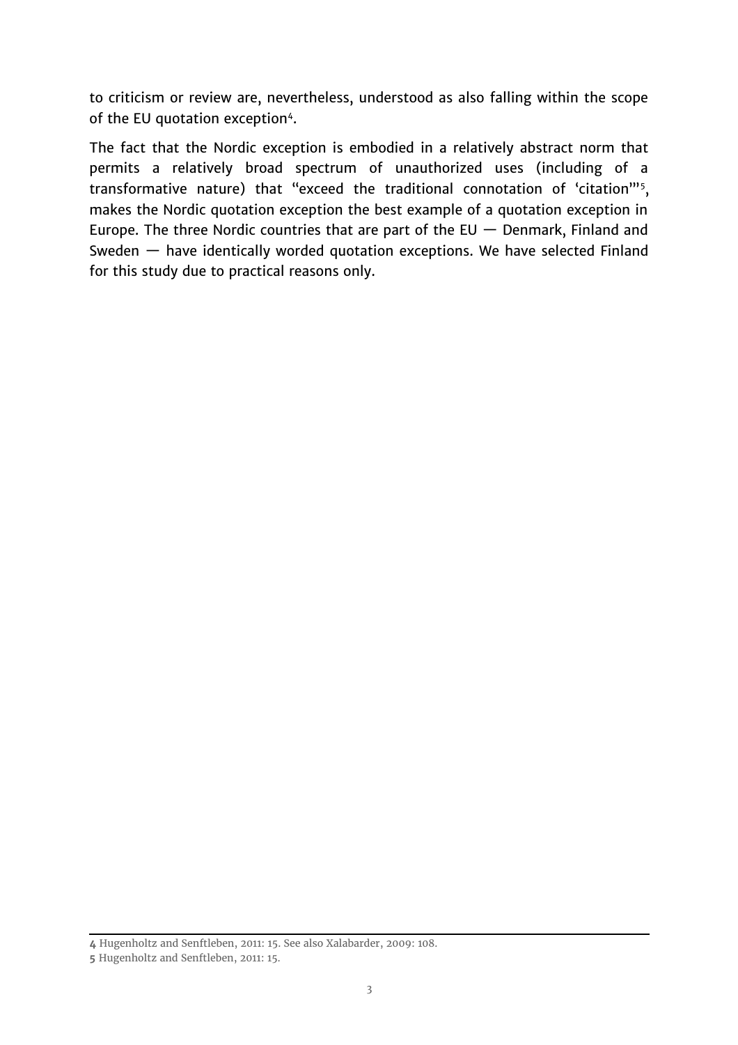to criticism or review are, nevertheless, understood as also falling within the scope of the EU quotation exception[4].

The fact that the Nordic exception is embodied in a relatively abstract norm that permits a relatively broad spectrum of unauthorized uses (including of a transformative nature) that "exceed the traditional connotation of 'citation'"[5], makes the Nordic quotation exception the best example of a quotation exception in Europe. The three Nordic countries that are part of the EU — Denmark, Finland and Sweden — have identically worded quotation exceptions. We have selected Finland for this study due to practical reasons only.

---

**4** Hugenholtz and Senftleben, 2011: 15. See also Xalabarder, 2009: 108.

**5** Hugenholtz and Senftleben, 2011: 15.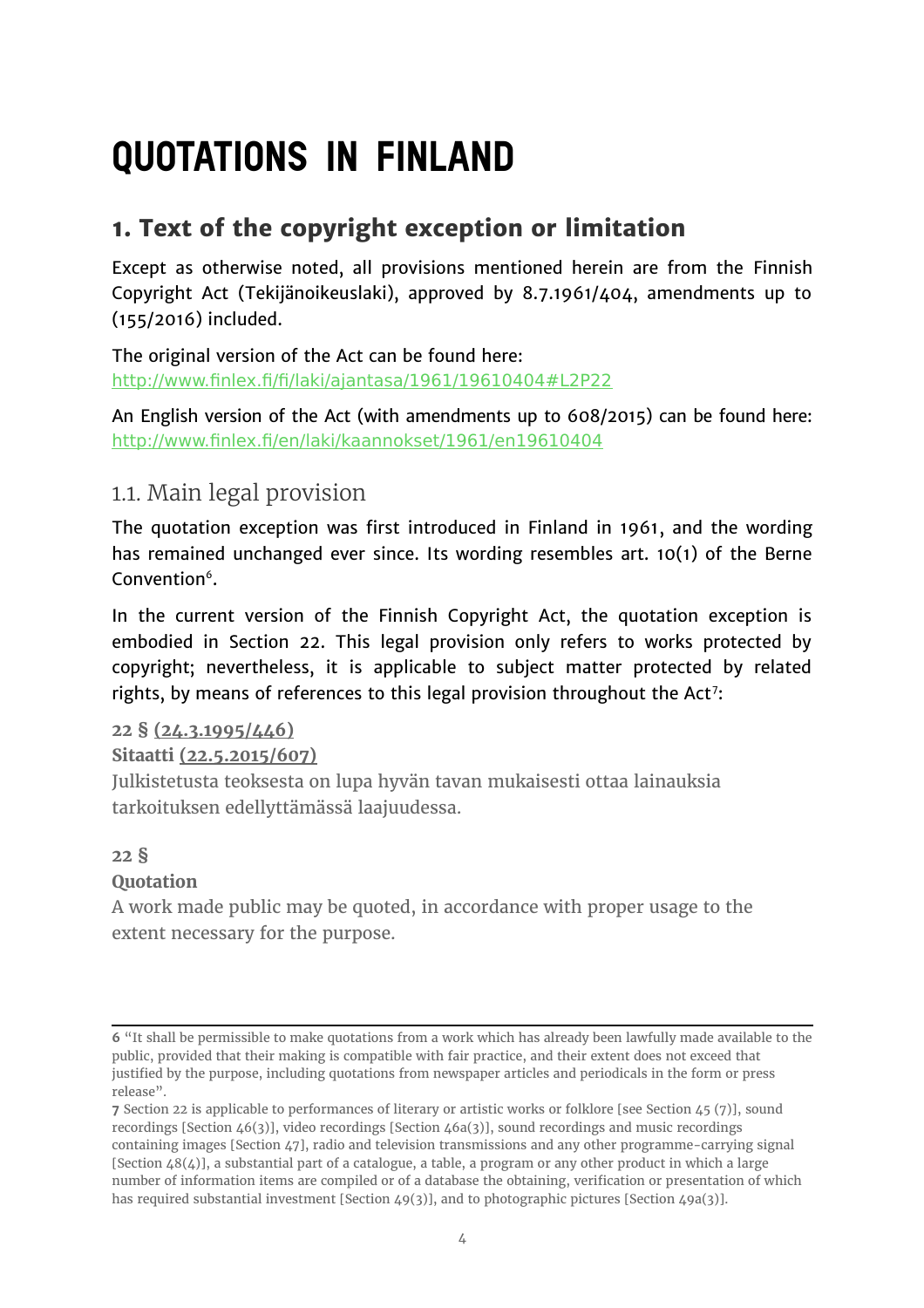# QUOTATIONS IN FINLAND

## 1. Text of the copyright exception or limitation

Except as otherwise noted, all provisions mentioned herein are from the Finnish Copyright Act (Tekijänoikeuslaki), approved by 8.7.1961/404, amendments up to (155/2016) included.

The original version of the Act can be found here:
http://www.finlex.fi/fi/laki/ajantasa/1961/19610404#L2P22

An English version of the Act (with amendments up to 608/2015) can be found here: http://www.finlex.fi/en/laki/kaannokset/1961/en19610404

### 1.1. Main legal provision

The quotation exception was first introduced in Finland in 1961, and the wording has remained unchanged ever since. Its wording resembles art. 10(1) of the Berne Convention[6].

In the current version of the Finnish Copyright Act, the quotation exception is embodied in Section 22. This legal provision only refers to works protected by copyright; nevertheless, it is applicable to subject matter protected by related rights, by means of references to this legal provision throughout the Act[7]:

**22 § (24.3.1995/446)**
**Sitaatti (22.5.2015/607)**
Julkistetusta teoksesta on lupa hyvän tavan mukaisesti ottaa lainauksia tarkoituksen edellyttämässä laajuudessa.

**22 §**
**Quotation**
A work made public may be quoted, in accordance with proper usage to the extent necessary for the purpose.

---

**6** "It shall be permissible to make quotations from a work which has already been lawfully made available to the public, provided that their making is compatible with fair practice, and their extent does not exceed that justified by the purpose, including quotations from newspaper articles and periodicals in the form or press release".

**7** Section 22 is applicable to performances of literary or artistic works or folklore [see Section 45 (7)], sound recordings [Section 46(3)], video recordings [Section 46a(3)], sound recordings and music recordings containing images [Section 47], radio and television transmissions and any other programme-carrying signal [Section 48(4)], a substantial part of a catalogue, a table, a program or any other product in which a large number of information items are compiled or of a database the obtaining, verification or presentation of which has required substantial investment [Section 49(3)], and to photographic pictures [Section 49a(3)].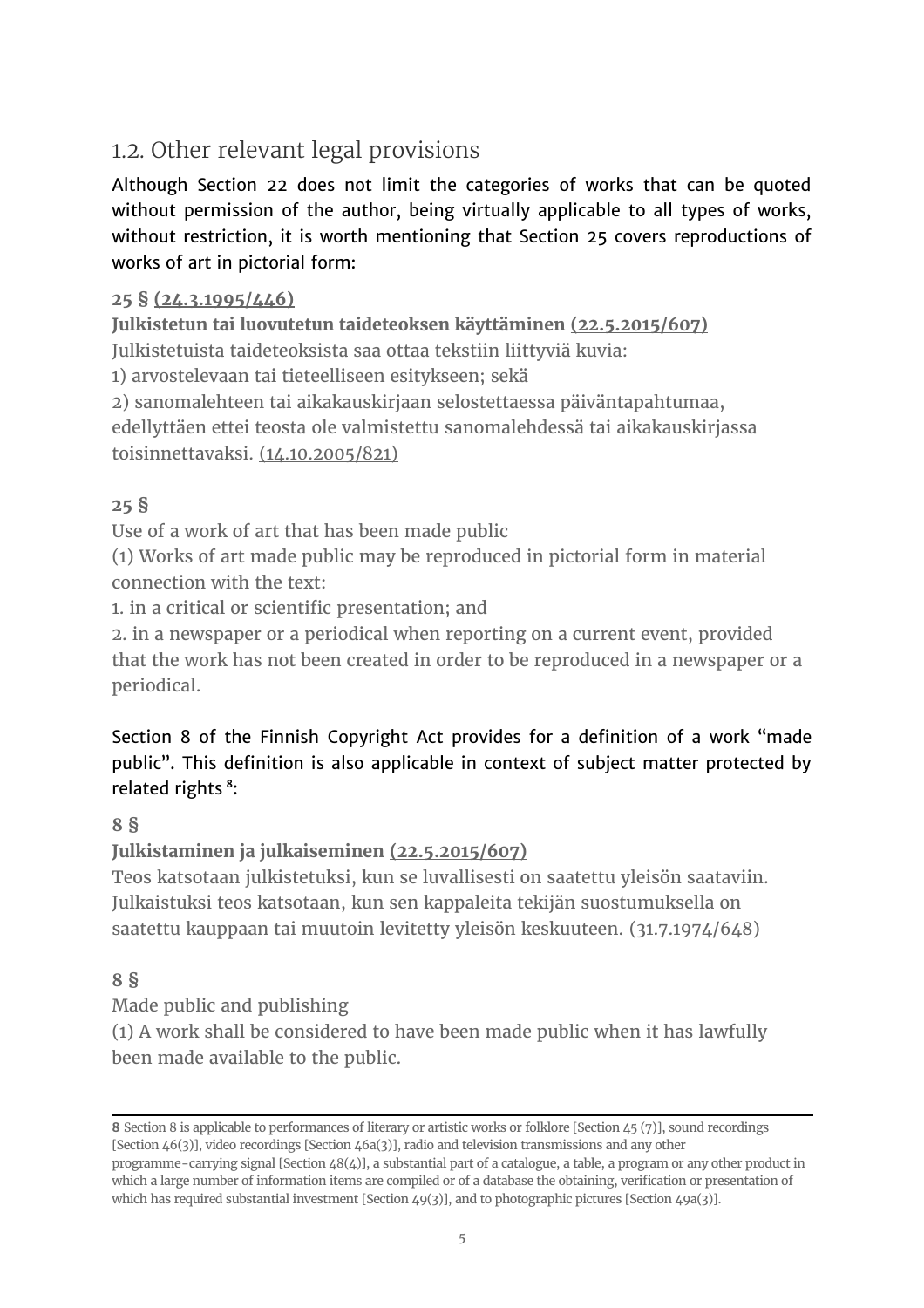## 1.2. Other relevant legal provisions

Although Section 22 does not limit the categories of works that can be quoted without permission of the author, being virtually applicable to all types of works, without restriction, it is worth mentioning that Section 25 covers reproductions of works of art in pictorial form:

**25 § (24.3.1995/446)**

**Julkistetun tai luovutetun taideteoksen käyttäminen (22.5.2015/607)**
Julkistetuista taideteoksista saa ottaa tekstiin liittyviä kuvia:
1) arvostelevaan tai tieteelliseen esitykseen; sekä
2) sanomalehteen tai aikakauskirjaan selostettaessa päiväntapahtumaa, edellyttäen ettei teosta ole valmistettu sanomalehdessä tai aikakauskirjassa toisinnettavaksi. (14.10.2005/821)

**25 §**

Use of a work of art that has been made public
(1) Works of art made public may be reproduced in pictorial form in material connection with the text:
1. in a critical or scientific presentation; and
2. in a newspaper or a periodical when reporting on a current event, provided that the work has not been created in order to be reproduced in a newspaper or a periodical.

Section 8 of the Finnish Copyright Act provides for a definition of a work "made public". This definition is also applicable in context of subject matter protected by related rights [8]:

**8 §**

**Julkistaminen ja julkaiseminen (22.5.2015/607)**
Teos katsotaan julkistetuksi, kun se luvallisesti on saatettu yleisön saataviin. Julkaistuksi teos katsotaan, kun sen kappaleita tekijän suostumuksella on saatettu kauppaan tai muutoin levitetty yleisön keskuuteen. (31.7.1974/648)

**8 §**

Made public and publishing
(1) A work shall be considered to have been made public when it has lawfully been made available to the public.

---

**8** Section 8 is applicable to performances of literary or artistic works or folklore [Section 45 (7)], sound recordings [Section 46(3)], video recordings [Section 46a(3)], radio and television transmissions and any other programme-carrying signal [Section 48(4)], a substantial part of a catalogue, a table, a program or any other product in which a large number of information items are compiled or of a database the obtaining, verification or presentation of which has required substantial investment [Section 49(3)], and to photographic pictures [Section 49a(3)].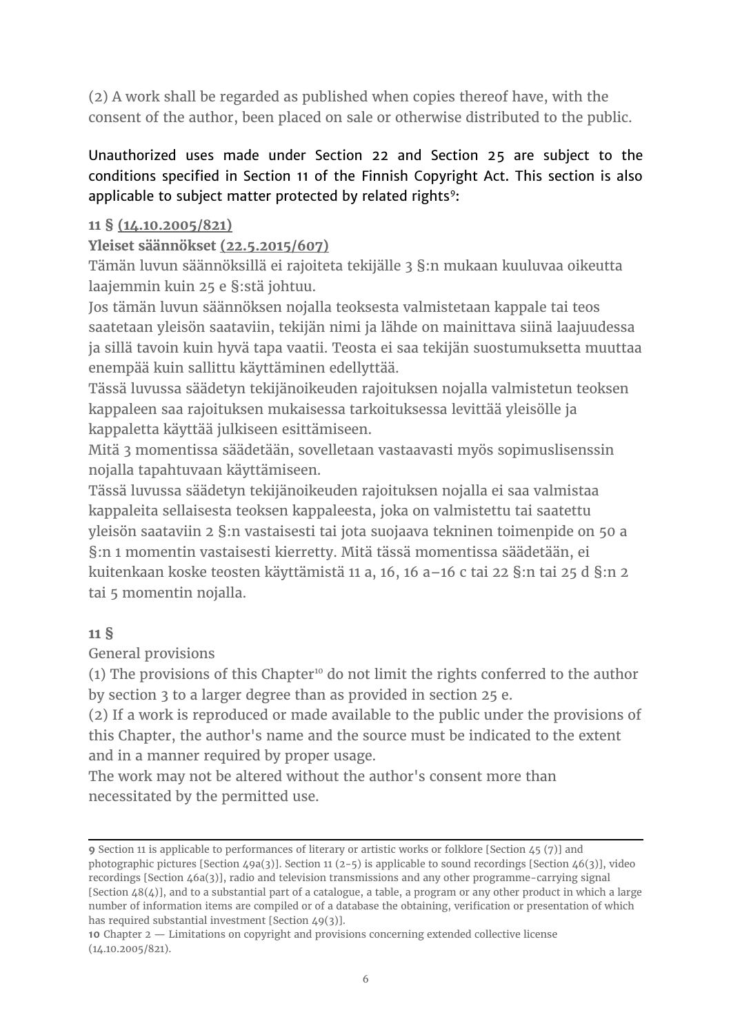(2) A work shall be regarded as published when copies thereof have, with the consent of the author, been placed on sale or otherwise distributed to the public.

Unauthorized uses made under Section 22 and Section 25 are subject to the conditions specified in Section 11 of the Finnish Copyright Act. This section is also applicable to subject matter protected by related rights[9]:

**11 § (14.10.2005/821)**

**Yleiset säännökset (22.5.2015/607)**

Tämän luvun säännöksillä ei rajoiteta tekijälle 3 §:n mukaan kuuluvaa oikeutta laajemmin kuin 25 e §:stä johtuu.

Jos tämän luvun säännöksen nojalla teoksesta valmistetaan kappale tai teos saatetaan yleisön saataviin, tekijän nimi ja lähde on mainittava siinä laajuudessa ja sillä tavoin kuin hyvä tapa vaatii. Teosta ei saa tekijän suostumuksetta muuttaa enempää kuin sallittu käyttäminen edellyttää.

Tässä luvussa säädetyn tekijänoikeuden rajoituksen nojalla valmistetun teoksen kappaleen saa rajoituksen mukaisessa tarkoituksessa levittää yleisölle ja kappaletta käyttää julkiseen esittämiseen.

Mitä 3 momentissa säädetään, sovelletaan vastaavasti myös sopimuslisenssin nojalla tapahtuvaan käyttämiseen.

Tässä luvussa säädetyn tekijänoikeuden rajoituksen nojalla ei saa valmistaa kappaleita sellaisesta teoksen kappaleesta, joka on valmistettu tai saatettu yleisön saataviin 2 §:n vastaisesti tai jota suojaava tekninen toimenpide on 50 a §:n 1 momentin vastaisesti kierretty. Mitä tässä momentissa säädetään, ei kuitenkaan koske teosten käyttämistä 11 a, 16, 16 a–16 c tai 22 §:n tai 25 d §:n 2 tai 5 momentin nojalla.

**11 §**

General provisions

(1) The provisions of this Chapter[10] do not limit the rights conferred to the author by section 3 to a larger degree than as provided in section 25 e.

(2) If a work is reproduced or made available to the public under the provisions of this Chapter, the author's name and the source must be indicated to the extent and in a manner required by proper usage.

The work may not be altered without the author's consent more than necessitated by the permitted use.

---

**9** Section 11 is applicable to performances of literary or artistic works or folklore [Section 45 (7)] and photographic pictures [Section 49a(3)]. Section 11 (2-5) is applicable to sound recordings [Section 46(3)], video recordings [Section 46a(3)], radio and television transmissions and any other programme-carrying signal [Section 48(4)], and to a substantial part of a catalogue, a table, a program or any other product in which a large number of information items are compiled or of a database the obtaining, verification or presentation of which has required substantial investment [Section 49(3)].

**10** Chapter 2 — Limitations on copyright and provisions concerning extended collective license (14.10.2005/821).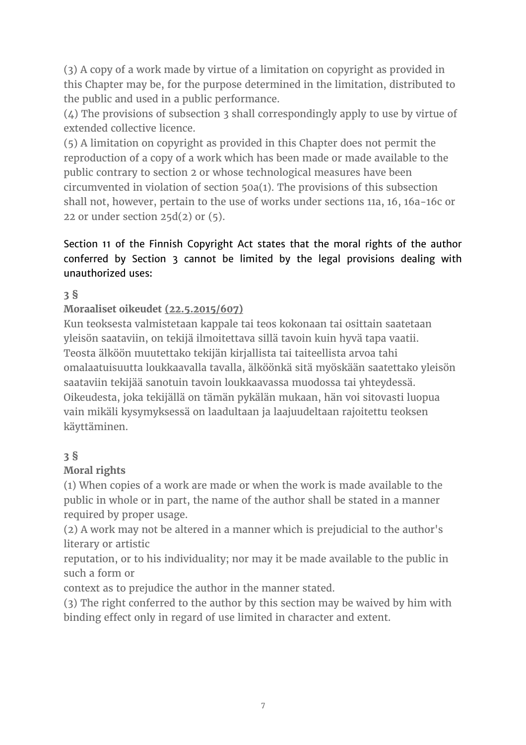(3) A copy of a work made by virtue of a limitation on copyright as provided in this Chapter may be, for the purpose determined in the limitation, distributed to the public and used in a public performance.
(4) The provisions of subsection 3 shall correspondingly apply to use by virtue of extended collective licence.
(5) A limitation on copyright as provided in this Chapter does not permit the reproduction of a copy of a work which has been made or made available to the public contrary to section 2 or whose technological measures have been circumvented in violation of section 50a(1). The provisions of this subsection shall not, however, pertain to the use of works under sections 11a, 16, 16a-16c or 22 or under section 25d(2) or (5).

Section 11 of the Finnish Copyright Act states that the moral rights of the author conferred by Section 3 cannot be limited by the legal provisions dealing with unauthorized uses:

**3 §**

**Moraaliset oikeudet** (22.5.2015/607)
Kun teoksesta valmistetaan kappale tai teos kokonaan tai osittain saatetaan yleisön saataviin, on tekijä ilmoitettava sillä tavoin kuin hyvä tapa vaatii.
Teosta älköön muutettako tekijän kirjallista tai taiteellista arvoa tahi omalaatuisuutta loukkaavalla tavalla, älköönkä sitä myöskään saatettako yleisön saataviin tekijää sanotuin tavoin loukkaavassa muodossa tai yhteydessä.
Oikeudesta, joka tekijällä on tämän pykälän mukaan, hän voi sitovasti luopua vain mikäli kysymyksessä on laadultaan ja laajuudeltaan rajoitettu teoksen käyttäminen.

**3 §**

**Moral rights**
(1) When copies of a work are made or when the work is made available to the public in whole or in part, the name of the author shall be stated in a manner required by proper usage.
(2) A work may not be altered in a manner which is prejudicial to the author's literary or artistic reputation, or to his individuality; nor may it be made available to the public in such a form or context as to prejudice the author in the manner stated.
(3) The right conferred to the author by this section may be waived by him with binding effect only in regard of use limited in character and extent.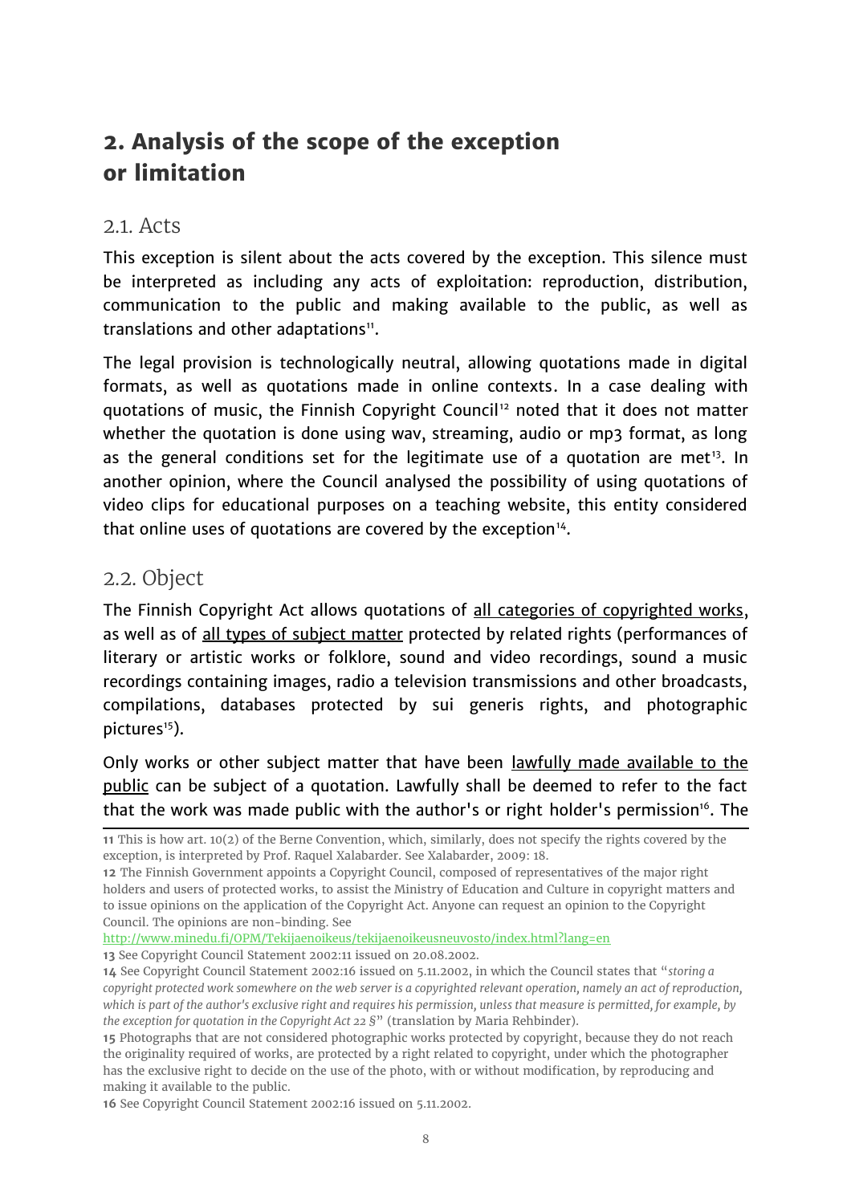## 2. Analysis of the scope of the exception or limitation

### 2.1. Acts

This exception is silent about the acts covered by the exception. This silence must be interpreted as including any acts of exploitation: reproduction, distribution, communication to the public and making available to the public, as well as translations and other adaptations[11].

The legal provision is technologically neutral, allowing quotations made in digital formats, as well as quotations made in online contexts. In a case dealing with quotations of music, the Finnish Copyright Council[12] noted that it does not matter whether the quotation is done using wav, streaming, audio or mp3 format, as long as the general conditions set for the legitimate use of a quotation are met[13]. In another opinion, where the Council analysed the possibility of using quotations of video clips for educational purposes on a teaching website, this entity considered that online uses of quotations are covered by the exception[14].

### 2.2. Object

The Finnish Copyright Act allows quotations of all categories of copyrighted works, as well as of all types of subject matter protected by related rights (performances of literary or artistic works or folklore, sound and video recordings, sound a music recordings containing images, radio a television transmissions and other broadcasts, compilations, databases protected by sui generis rights, and photographic pictures[15]).

Only works or other subject matter that have been lawfully made available to the public can be subject of a quotation. Lawfully shall be deemed to refer to the fact that the work was made public with the author's or right holder's permission[16]. The

---

**11** This is how art. 10(2) of the Berne Convention, which, similarly, does not specify the rights covered by the exception, is interpreted by Prof. Raquel Xalabarder. See Xalabarder, 2009: 18.

**12** The Finnish Government appoints a Copyright Council, composed of representatives of the major right holders and users of protected works, to assist the Ministry of Education and Culture in copyright matters and to issue opinions on the application of the Copyright Act. Anyone can request an opinion to the Copyright Council. The opinions are non-binding. See http://www.minedu.fi/OPM/Tekijaenoikeus/tekijaenoikeusneuvosto/index.html?lang=en

**13** See Copyright Council Statement 2002:11 issued on 20.08.2002.

**14** See Copyright Council Statement 2002:16 issued on 5.11.2002, in which the Council states that "*storing a copyright protected work somewhere on the web server is a copyrighted relevant operation, namely an act of reproduction, which is part of the author's exclusive right and requires his permission, unless that measure is permitted, for example, by the exception for quotation in the Copyright Act 22 §*" (translation by Maria Rehbinder).

**15** Photographs that are not considered photographic works protected by copyright, because they do not reach the originality required of works, are protected by a right related to copyright, under which the photographer has the exclusive right to decide on the use of the photo, with or without modification, by reproducing and making it available to the public.

**16** See Copyright Council Statement 2002:16 issued on 5.11.2002.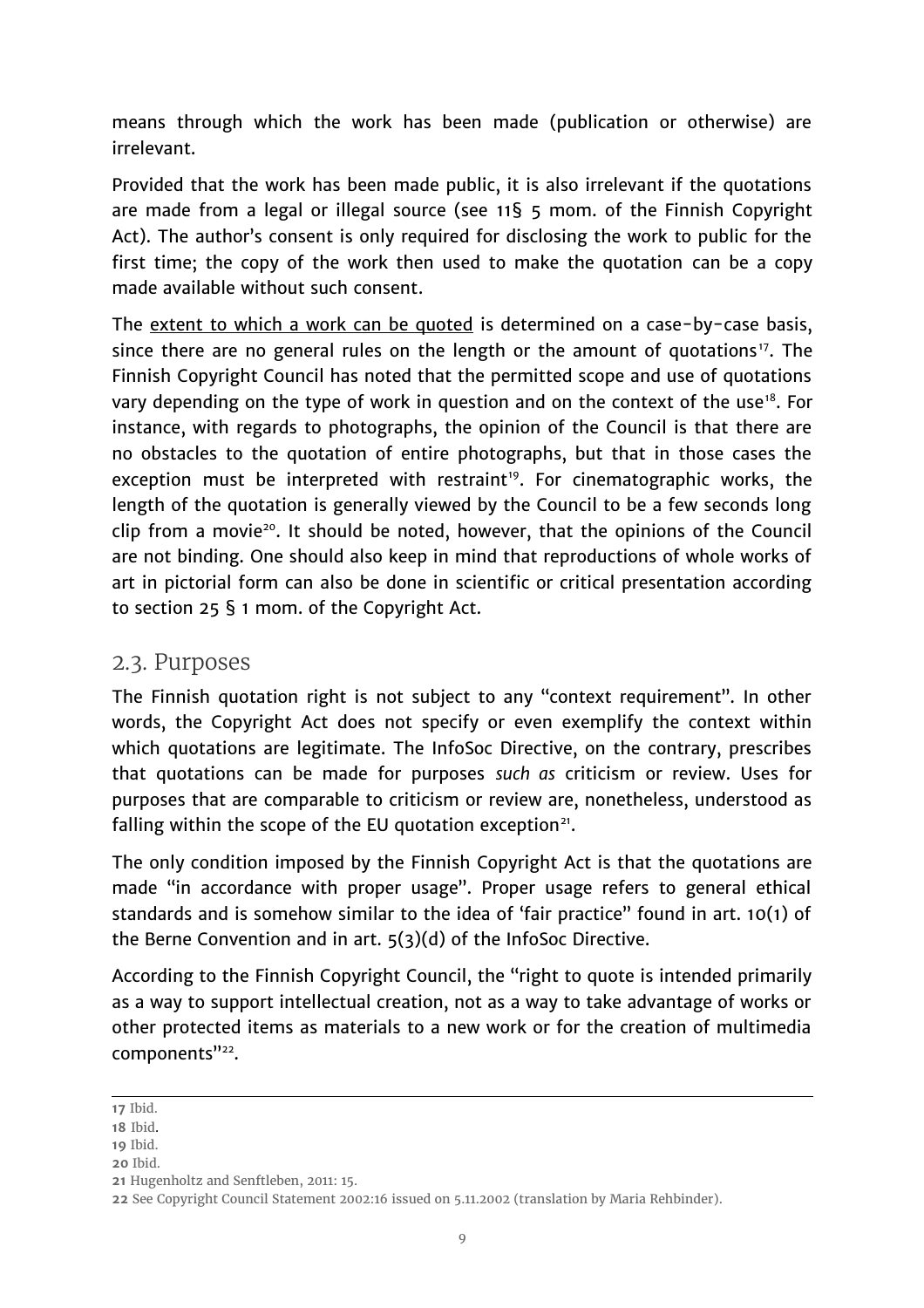means through which the work has been made (publication or otherwise) are irrelevant.

Provided that the work has been made public, it is also irrelevant if the quotations are made from a legal or illegal source (see 11§ 5 mom. of the Finnish Copyright Act). The author's consent is only required for disclosing the work to public for the first time; the copy of the work then used to make the quotation can be a copy made available without such consent.

The <u>extent to which a work can be quoted</u> is determined on a case-by-case basis, since there are no general rules on the length or the amount of quotations[17]. The Finnish Copyright Council has noted that the permitted scope and use of quotations vary depending on the type of work in question and on the context of the use[18]. For instance, with regards to photographs, the opinion of the Council is that there are no obstacles to the quotation of entire photographs, but that in those cases the exception must be interpreted with restraint[19]. For cinematographic works, the length of the quotation is generally viewed by the Council to be a few seconds long clip from a movie[20]. It should be noted, however, that the opinions of the Council are not binding. One should also keep in mind that reproductions of whole works of art in pictorial form can also be done in scientific or critical presentation according to section 25 § 1 mom. of the Copyright Act.

## 2.3. Purposes

The Finnish quotation right is not subject to any "context requirement". In other words, the Copyright Act does not specify or even exemplify the context within which quotations are legitimate. The InfoSoc Directive, on the contrary, prescribes that quotations can be made for purposes *such as* criticism or review. Uses for purposes that are comparable to criticism or review are, nonetheless, understood as falling within the scope of the EU quotation exception[21].

The only condition imposed by the Finnish Copyright Act is that the quotations are made "in accordance with proper usage". Proper usage refers to general ethical standards and is somehow similar to the idea of 'fair practice" found in art. 10(1) of the Berne Convention and in art. 5(3)(d) of the InfoSoc Directive.

According to the Finnish Copyright Council, the "right to quote is intended primarily as a way to support intellectual creation, not as a way to take advantage of works or other protected items as materials to a new work or for the creation of multimedia components"[22].

---

**17** Ibid.

**18** Ibid.

**19** Ibid.

**20** Ibid.

**21** Hugenholtz and Senftleben, 2011: 15.

**22** See Copyright Council Statement 2002:16 issued on 5.11.2002 (translation by Maria Rehbinder).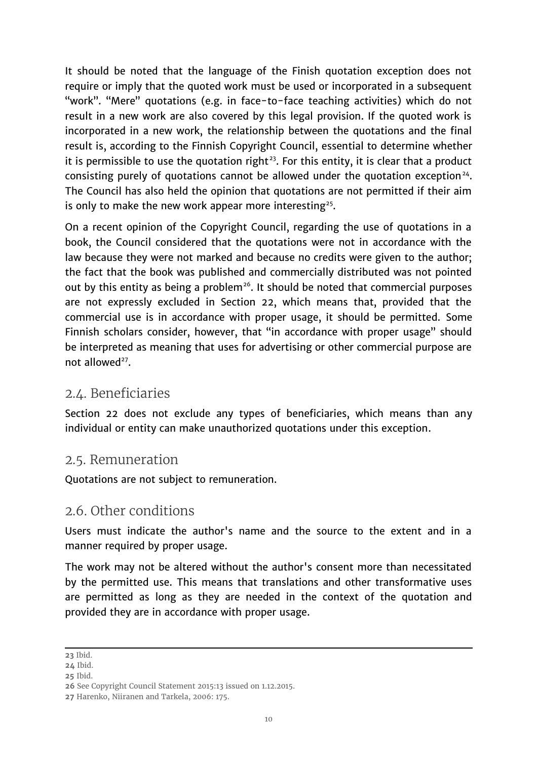It should be noted that the language of the Finish quotation exception does not require or imply that the quoted work must be used or incorporated in a subsequent "work". "Mere" quotations (e.g. in face-to-face teaching activities) which do not result in a new work are also covered by this legal provision. If the quoted work is incorporated in a new work, the relationship between the quotations and the final result is, according to the Finnish Copyright Council, essential to determine whether it is permissible to use the quotation right[23]. For this entity, it is clear that a product consisting purely of quotations cannot be allowed under the quotation exception[24]. The Council has also held the opinion that quotations are not permitted if their aim is only to make the new work appear more interesting[25].

On a recent opinion of the Copyright Council, regarding the use of quotations in a book, the Council considered that the quotations were not in accordance with the law because they were not marked and because no credits were given to the author; the fact that the book was published and commercially distributed was not pointed out by this entity as being a problem[26]. It should be noted that commercial purposes are not expressly excluded in Section 22, which means that, provided that the commercial use is in accordance with proper usage, it should be permitted. Some Finnish scholars consider, however, that "in accordance with proper usage" should be interpreted as meaning that uses for advertising or other commercial purpose are not allowed[27].

## 2.4. Beneficiaries

Section 22 does not exclude any types of beneficiaries, which means than any individual or entity can make unauthorized quotations under this exception.

## 2.5. Remuneration

Quotations are not subject to remuneration.

## 2.6. Other conditions

Users must indicate the author's name and the source to the extent and in a manner required by proper usage.

The work may not be altered without the author's consent more than necessitated by the permitted use. This means that translations and other transformative uses are permitted as long as they are needed in the context of the quotation and provided they are in accordance with proper usage.

---

**23** Ibid.

**24** Ibid.

**25** Ibid.

**26** See Copyright Council Statement 2015:13 issued on 1.12.2015.

**27** Harenko, Niiranen and Tarkela, 2006: 175.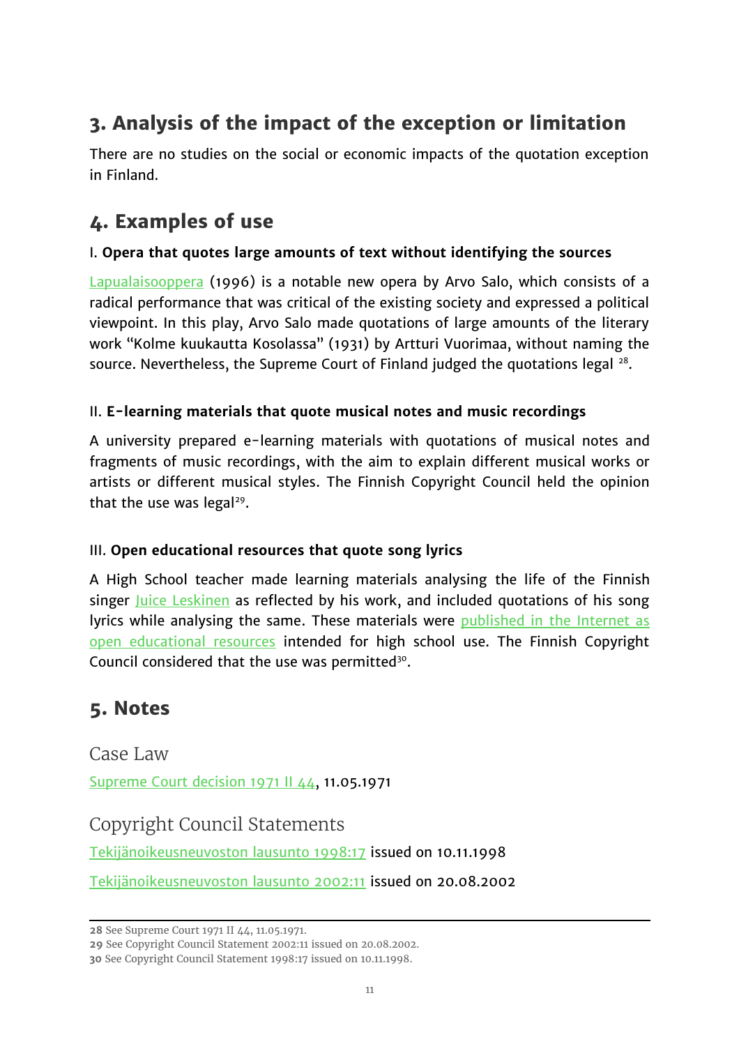## 3. Analysis of the impact of the exception or limitation

There are no studies on the social or economic impacts of the quotation exception in Finland.

## 4. Examples of use

I. **Opera that quotes large amounts of text without identifying the sources**

Lapualaisooppera (1996) is a notable new opera by Arvo Salo, which consists of a radical performance that was critical of the existing society and expressed a political viewpoint. In this play, Arvo Salo made quotations of large amounts of the literary work "Kolme kuukautta Kosolassa" (1931) by Artturi Vuorimaa, without naming the source. Nevertheless, the Supreme Court of Finland judged the quotations legal [28].

II. **E-learning materials that quote musical notes and music recordings**

A university prepared e-learning materials with quotations of musical notes and fragments of music recordings, with the aim to explain different musical works or artists or different musical styles. The Finnish Copyright Council held the opinion that the use was legal[29].

III. **Open educational resources that quote song lyrics**

A High School teacher made learning materials analysing the life of the Finnish singer Juice Leskinen as reflected by his work, and included quotations of his song lyrics while analysing the same. These materials were published in the Internet as open educational resources intended for high school use. The Finnish Copyright Council considered that the use was permitted[30].

## 5. Notes

### Case Law

Supreme Court decision 1971 II 44, 11.05.1971

### Copyright Council Statements

Tekijänoikeusneuvoston lausunto 1998:17 issued on 10.11.1998

Tekijänoikeusneuvoston lausunto 2002:11 issued on 20.08.2002

---

**28** See Supreme Court 1971 II 44, 11.05.1971.

**29** See Copyright Council Statement 2002:11 issued on 20.08.2002.

**30** See Copyright Council Statement 1998:17 issued on 10.11.1998.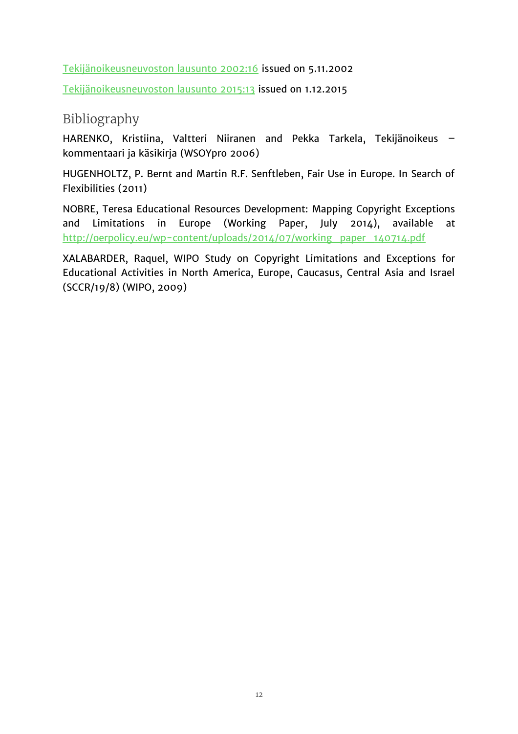[Tekijänoikeusneuvoston lausunto 2002:16](Tekijänoikeusneuvoston lausunto 2002:16) issued on 5.11.2002

[Tekijänoikeusneuvoston lausunto 2015:13](Tekijänoikeusneuvoston lausunto 2015:13) issued on 1.12.2015

## Bibliography

HARENKO, Kristiina, Valtteri Niiranen and Pekka Tarkela, Tekijänoikeus – kommentaari ja käsikirja (WSOYpro 2006)

HUGENHOLTZ, P. Bernt and Martin R.F. Senftleben, Fair Use in Europe. In Search of Flexibilities (2011)

NOBRE, Teresa Educational Resources Development: Mapping Copyright Exceptions and Limitations in Europe (Working Paper, July 2014), available at http://oerpolicy.eu/wp-content/uploads/2014/07/working_paper_140714.pdf

XALABARDER, Raquel, WIPO Study on Copyright Limitations and Exceptions for Educational Activities in North America, Europe, Caucasus, Central Asia and Israel (SCCR/19/8) (WIPO, 2009)